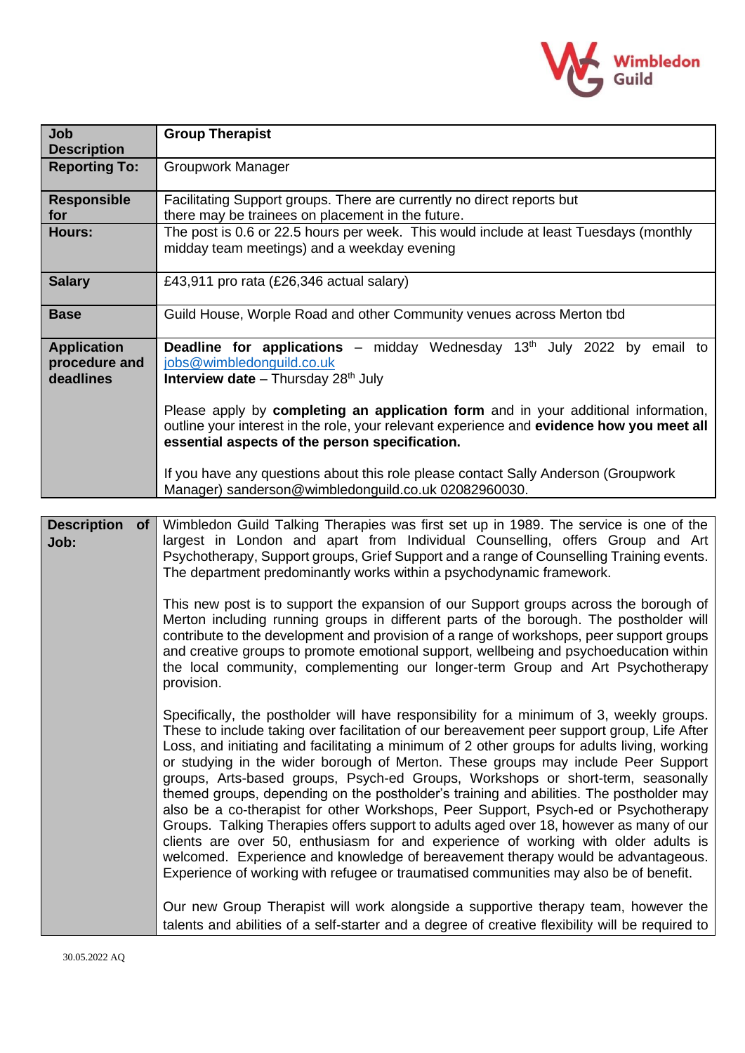| Job Description | Group Therapist |
|---|---|
| Reporting To: | Groupwork Manager |
| Responsible for | Facilitating Support groups. There are currently no direct reports but there may be trainees on placement in the future. |
| Hours: | The post is 0.6 or 22.5 hours per week. This would include at least Tuesdays (monthly midday team meetings) and a weekday evening |
| Salary | £43,911 pro rata (£26,346 actual salary) |
| Base | Guild House, Worple Road and other Community venues across Merton tbd |
| Application procedure and deadlines | **Deadline for applications** – midday Wednesday 13th July 2022 by email to jobs@wimbledonguild.co.uk<br>**Interview date** – Thursday 28th July<br><br>Please apply by **completing an application form** and in your additional information, outline your interest in the role, your relevant experience and **evidence how you meet all essential aspects of the person specification.**<br><br>If you have any questions about this role please contact Sally Anderson (Groupwork Manager) sanderson@wimbledonguild.co.uk 02082960030. |

| Description of Job: | Wimbledon Guild Talking Therapies was first set up in 1989. The service is one of the largest in London and apart from Individual Counselling, offers Group and Art Psychotherapy, Support groups, Grief Support and a range of Counselling Training events. The department predominantly works within a psychodynamic framework.<br><br>This new post is to support the expansion of our Support groups across the borough of Merton including running groups in different parts of the borough. The postholder will contribute to the development and provision of a range of workshops, peer support groups and creative groups to promote emotional support, wellbeing and psychoeducation within the local community, complementing our longer-term Group and Art Psychotherapy provision.<br><br>Specifically, the postholder will have responsibility for a minimum of 3, weekly groups. These to include taking over facilitation of our bereavement peer support group, Life After Loss, and initiating and facilitating a minimum of 2 other groups for adults living, working or studying in the wider borough of Merton. These groups may include Peer Support groups, Arts-based groups, Psych-ed Groups, Workshops or short-term, seasonally themed groups, depending on the postholder's training and abilities. The postholder may also be a co-therapist for other Workshops, Peer Support, Psych-ed or Psychotherapy Groups. Talking Therapies offers support to adults aged over 18, however as many of our clients are over 50, enthusiasm for and experience of working with older adults is welcomed. Experience and knowledge of bereavement therapy would be advantageous. Experience of working with refugee or traumatised communities may also be of benefit.<br><br>Our new Group Therapist will work alongside a supportive therapy team, however the talents and abilities of a self-starter and a degree of creative flexibility will be required to |
|---|---|

30.05.2022 AQ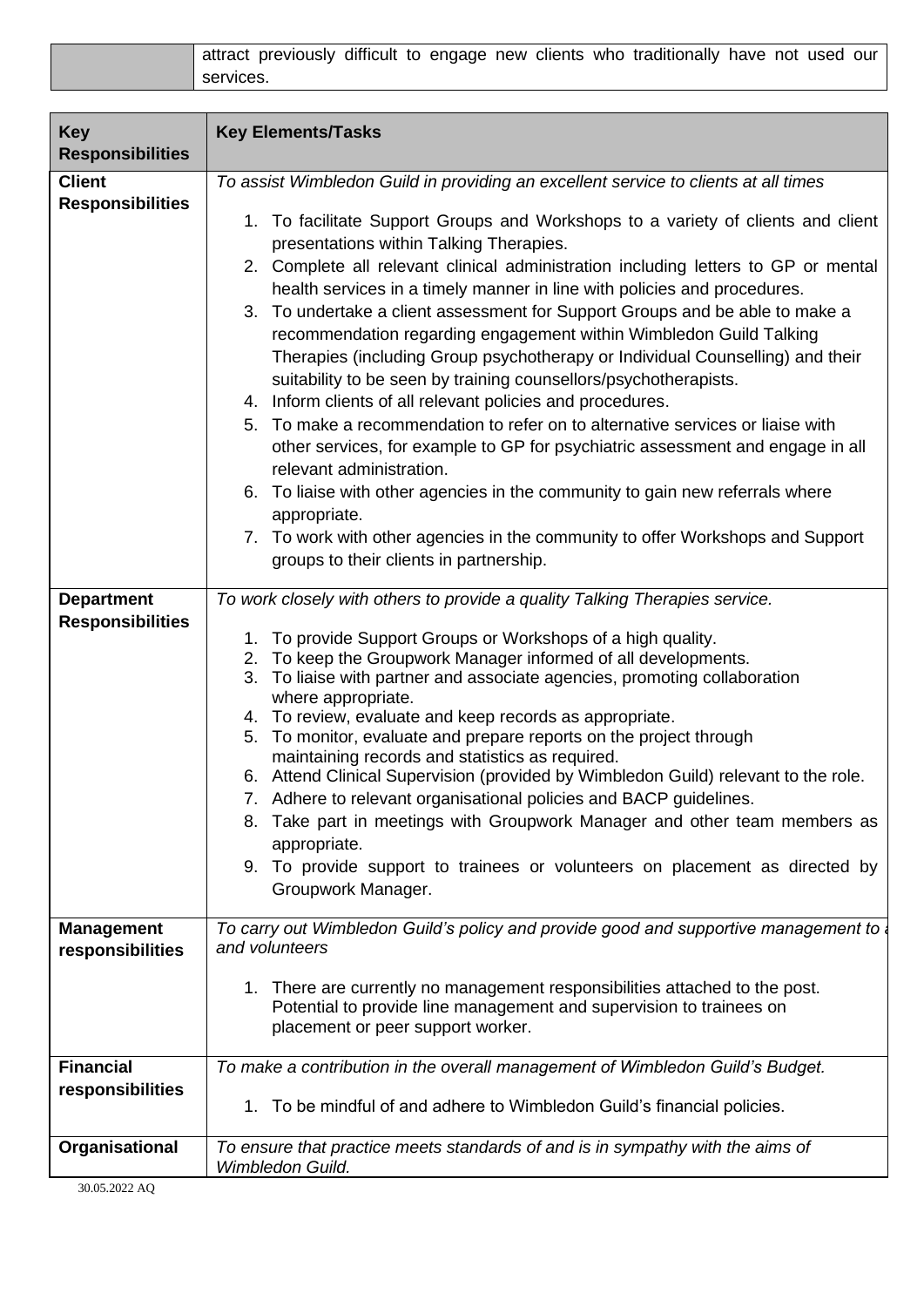| | |
|---|---|
| | attract previously difficult to engage new clients who traditionally have not used our services. |

| Key Responsibilities | Key Elements/Tasks |
|---|---|
| **Client Responsibilities** | *To assist Wimbledon Guild in providing an excellent service to clients at all times*<br><br>1. To facilitate Support Groups and Workshops to a variety of clients and client presentations within Talking Therapies.<br>2. Complete all relevant clinical administration including letters to GP or mental health services in a timely manner in line with policies and procedures.<br>3. To undertake a client assessment for Support Groups and be able to make a recommendation regarding engagement within Wimbledon Guild Talking Therapies (including Group psychotherapy or Individual Counselling) and their suitability to be seen by training counsellors/psychotherapists.<br>4. Inform clients of all relevant policies and procedures.<br>5. To make a recommendation to refer on to alternative services or liaise with other services, for example to GP for psychiatric assessment and engage in all relevant administration.<br>6. To liaise with other agencies in the community to gain new referrals where appropriate.<br>7. To work with other agencies in the community to offer Workshops and Support groups to their clients in partnership. |
| **Department Responsibilities** | *To work closely with others to provide a quality Talking Therapies service.*<br><br>1. To provide Support Groups or Workshops of a high quality.<br>2. To keep the Groupwork Manager informed of all developments.<br>3. To liaise with partner and associate agencies, promoting collaboration where appropriate.<br>4. To review, evaluate and keep records as appropriate.<br>5. To monitor, evaluate and prepare reports on the project through maintaining records and statistics as required.<br>6. Attend Clinical Supervision (provided by Wimbledon Guild) relevant to the role.<br>7. Adhere to relevant organisational policies and BACP guidelines.<br>8. Take part in meetings with Groupwork Manager and other team members as appropriate.<br>9. To provide support to trainees or volunteers on placement as directed by Groupwork Manager. |
| **Management responsibilities** | *To carry out Wimbledon Guild's policy and provide good and supportive management to a and volunteers*<br><br>1. There are currently no management responsibilities attached to the post. Potential to provide line management and supervision to trainees on placement or peer support worker. |
| **Financial responsibilities** | *To make a contribution in the overall management of Wimbledon Guild's Budget.*<br><br>1. To be mindful of and adhere to Wimbledon Guild's financial policies. |
| **Organisational** | *To ensure that practice meets standards of and is in sympathy with the aims of Wimbledon Guild.* |

30.05.2022 AQ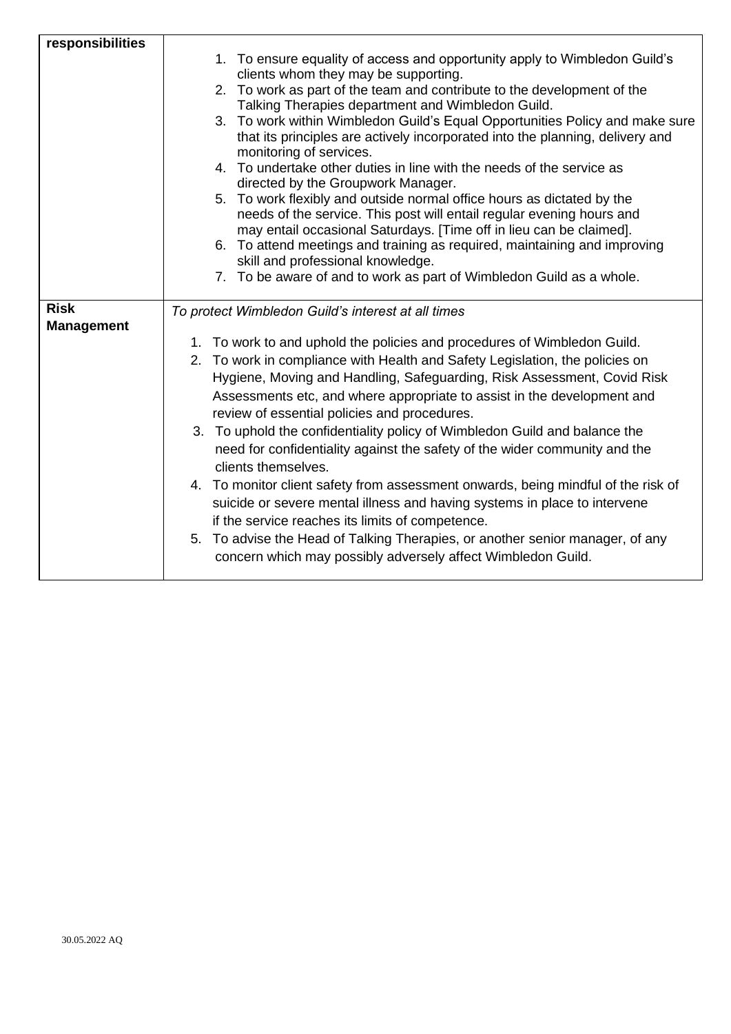| responsibilities | 1. To ensure equality of access and opportunity apply to Wimbledon Guild's clients whom they may be supporting.<br>2. To work as part of the team and contribute to the development of the Talking Therapies department and Wimbledon Guild.<br>3. To work within Wimbledon Guild's Equal Opportunities Policy and make sure that its principles are actively incorporated into the planning, delivery and monitoring of services.<br>4. To undertake other duties in line with the needs of the service as directed by the Groupwork Manager.<br>5. To work flexibly and outside normal office hours as dictated by the needs of the service. This post will entail regular evening hours and may entail occasional Saturdays. [Time off in lieu can be claimed].<br>6. To attend meetings and training as required, maintaining and improving skill and professional knowledge.<br>7. To be aware of and to work as part of Wimbledon Guild as a whole. |
|---|---|
| **Risk Management** | *To protect Wimbledon Guild's interest at all times*<br><br>1. To work to and uphold the policies and procedures of Wimbledon Guild.<br>2. To work in compliance with Health and Safety Legislation, the policies on Hygiene, Moving and Handling, Safeguarding, Risk Assessment, Covid Risk Assessments etc, and where appropriate to assist in the development and review of essential policies and procedures.<br>3. To uphold the confidentiality policy of Wimbledon Guild and balance the need for confidentiality against the safety of the wider community and the clients themselves.<br>4. To monitor client safety from assessment onwards, being mindful of the risk of suicide or severe mental illness and having systems in place to intervene if the service reaches its limits of competence.<br>5. To advise the Head of Talking Therapies, or another senior manager, of any concern which may possibly adversely affect Wimbledon Guild. |

30.05.2022 AQ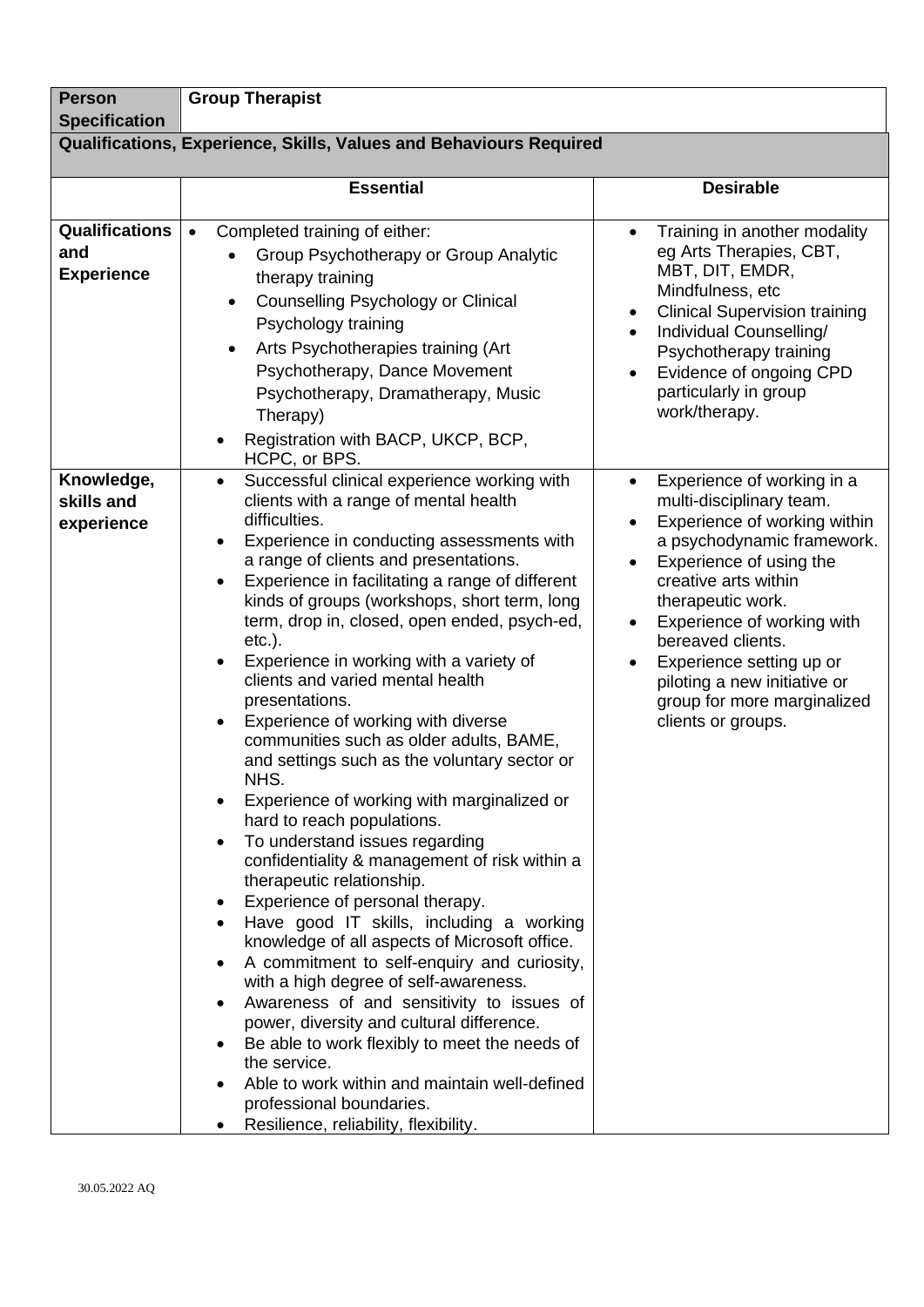| Person Specification | Group Therapist | |
|---|---|---|
| **Qualifications, Experience, Skills, Values and Behaviours Required** | | |
| | **Essential** | **Desirable** |
| **Qualifications and Experience** | • Completed training of either:<br>  ◦ Group Psychotherapy or Group Analytic therapy training<br>  ◦ Counselling Psychology or Clinical Psychology training<br>  ◦ Arts Psychotherapies training (Art Psychotherapy, Dance Movement Psychotherapy, Dramatherapy, Music Therapy)<br>• Registration with BACP, UKCP, BCP, HCPC, or BPS. | • Training in another modality eg Arts Therapies, CBT, MBT, DIT, EMDR, Mindfulness, etc<br>• Clinical Supervision training<br>• Individual Counselling/ Psychotherapy training<br>• Evidence of ongoing CPD particularly in group work/therapy. |
| **Knowledge, skills and experience** | • Successful clinical experience working with clients with a range of mental health difficulties.<br>• Experience in conducting assessments with a range of clients and presentations.<br>• Experience in facilitating a range of different kinds of groups (workshops, short term, long term, drop in, closed, open ended, psych-ed, etc.).<br>• Experience in working with a variety of clients and varied mental health presentations.<br>• Experience of working with diverse communities such as older adults, BAME, and settings such as the voluntary sector or NHS.<br>• Experience of working with marginalized or hard to reach populations.<br>• To understand issues regarding confidentiality & management of risk within a therapeutic relationship.<br>• Experience of personal therapy.<br>• Have good IT skills, including a working knowledge of all aspects of Microsoft office.<br>• A commitment to self-enquiry and curiosity, with a high degree of self-awareness.<br>• Awareness of and sensitivity to issues of power, diversity and cultural difference.<br>• Be able to work flexibly to meet the needs of the service.<br>• Able to work within and maintain well-defined professional boundaries.<br>• Resilience, reliability, flexibility. | • Experience of working in a multi-disciplinary team.<br>• Experience of working within a psychodynamic framework.<br>• Experience of using the creative arts within therapeutic work.<br>• Experience of working with bereaved clients.<br>• Experience setting up or piloting a new initiative or group for more marginalized clients or groups. |

30.05.2022 AQ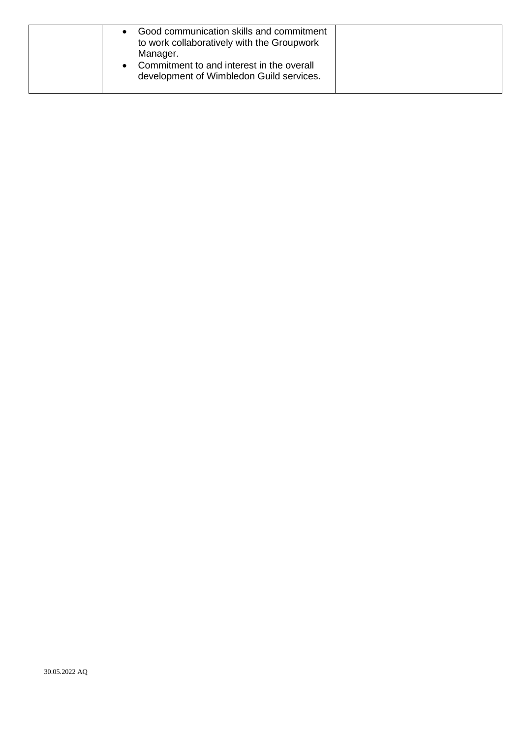| | | |
|---|---|---|
| | • Good communication skills and commitment to work collaboratively with the Groupwork Manager.<br>• Commitment to and interest in the overall development of Wimbledon Guild services. | |

30.05.2022 AQ